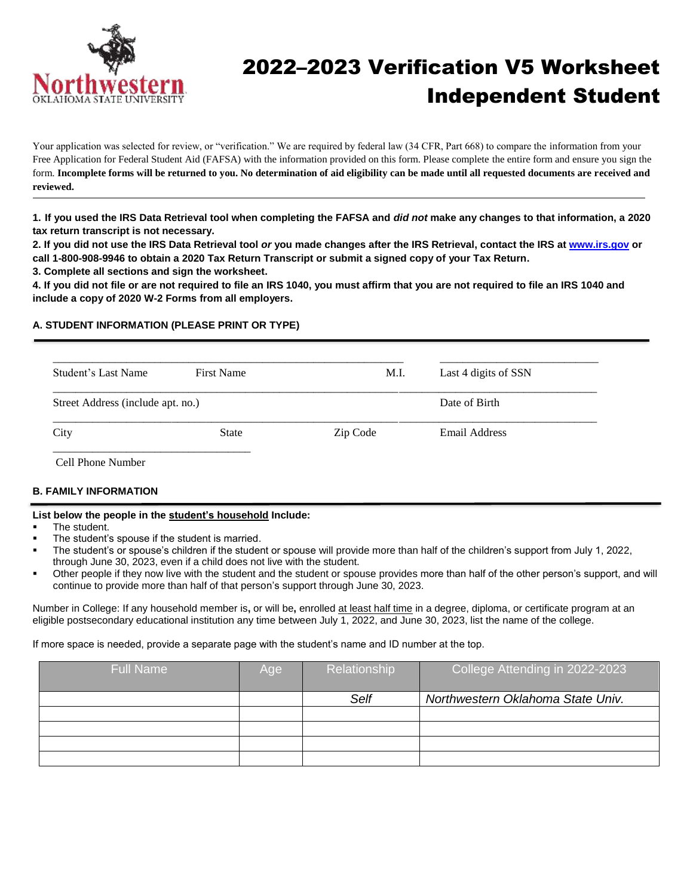# 2022–2023 Verification V5 Worksheet Independent Student

Northwestern Oklahoma State University

Your application was selected for review, or "verification." We are required by federal law (34 CFR, Part 668) to compare the information from your Free Application for Federal Student Aid (FAFSA) with the information provided on this form. Please complete the entire form and ensure you sign the form. **Incomplete forms will be returned to you. No determination of aid eligibility can be made until all requested documents are received and reviewed.**

**1. If you used the IRS Data Retrieval tool when completing the FAFSA and *did not* make any changes to that information, a 2020 tax return transcript is not necessary.**

**2. If you did not use the IRS Data Retrieval tool *or* you made changes after the IRS Retrieval, contact the IRS at [www.irs.gov](http://www.irs.gov) or call 1-800-908-9946 to obtain a 2020 Tax Return Transcript or submit a signed copy of your Tax Return.**

**3. Complete all sections and sign the worksheet.**

**4. If you did not file or are not required to file an IRS 1040, you must affirm that you are not required to file an IRS 1040 and include a copy of 2020 W-2 Forms from all employers.**

## A. STUDENT INFORMATION (PLEASE PRINT OR TYPE)

Student's Last Name ______ First Name ______ M.I. ______ Last 4 digits of SSN ______

Street Address (include apt. no.) ______ Date of Birth ______

City ______ State ______ Zip Code ______ Email Address ______

Cell Phone Number ______

## B. FAMILY INFORMATION

**List below the people in the student's household Include:**

- The student.
- The student's spouse if the student is married.
- The student's or spouse's children if the student or spouse will provide more than half of the children's support from July 1, 2022, through June 30, 2023, even if a child does not live with the student.
- Other people if they now live with the student and the student or spouse provides more than half of the other person's support, and will continue to provide more than half of that person's support through June 30, 2023.

Number in College: If any household member is, or will be, enrolled at least half time in a degree, diploma, or certificate program at an eligible postsecondary educational institution any time between July 1, 2022, and June 30, 2023, list the name of the college.

If more space is needed, provide a separate page with the student's name and ID number at the top.

| Full Name | Age | Relationship | College Attending in 2022-2023 |
|---|---|---|---|
| | | *Self* | *Northwestern Oklahoma State Univ.* |
| | | | |
| | | | |
| | | | |
| | | | |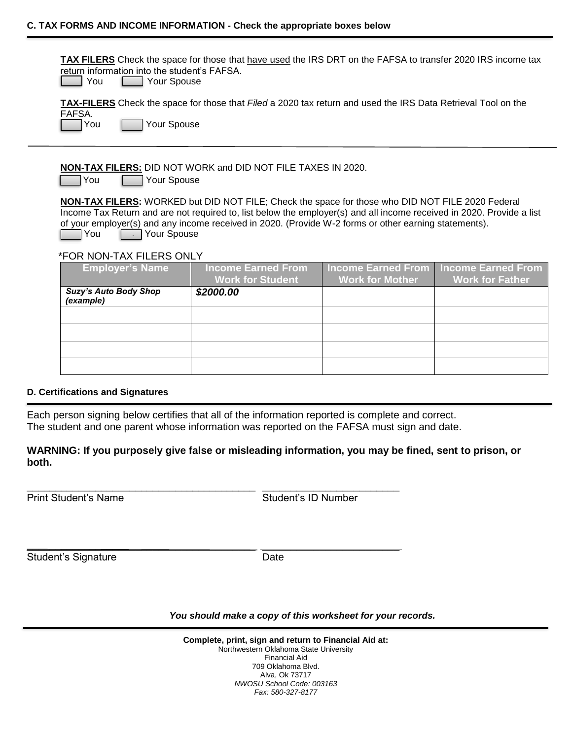### C. TAX FORMS AND INCOME INFORMATION - Check the appropriate boxes below

**TAX FILERS** Check the space for those that have used the IRS DRT on the FAFSA to transfer 2020 IRS income tax return information into the student's FAFSA.

☐ You ☐ Your Spouse

**TAX-FILERS** Check the space for those that *Filed* a 2020 tax return and used the IRS Data Retrieval Tool on the FAFSA.

☐ You ☐ Your Spouse

---

**NON-TAX FILERS:** DID NOT WORK and DID NOT FILE TAXES IN 2020.

☐ You ☐ Your Spouse

**NON-TAX FILERS:** WORKED but DID NOT FILE; Check the space for those who DID NOT FILE 2020 Federal Income Tax Return and are not required to, list below the employer(s) and all income received in 2020. Provide a list of your employer(s) and any income received in 2020. (Provide W-2 forms or other earning statements).

☐ You ☐ Your Spouse

*FOR NON-TAX FILERS ONLY

| Employer's Name | Income Earned From Work for Student | Income Earned From Work for Mother | Income Earned From Work for Father |
|---|---|---|---|
| ***Suzy's Auto Body Shop (example)*** | ***$2000.00*** | | |
| | | | |
| | | | |
| | | | |
| | | | |

### D. Certifications and Signatures

Each person signing below certifies that all of the information reported is complete and correct.
The student and one parent whose information was reported on the FAFSA must sign and date.

**WARNING: If you purposely give false or misleading information, you may be fined, sent to prison, or both.**

\_\_\_\_\_\_\_\_\_\_\_\_\_\_\_\_\_\_\_\_\_\_\_\_\_\_\_\_\_\_\_\_\_\_\_\_ \_\_\_\_\_\_\_\_\_\_\_\_\_\_\_\_\_\_\_\_\_\_\_\_

Print Student's Name Student's ID Number

\_\_\_\_\_\_\_\_\_\_\_\_\_\_\_\_\_\_\_\_\_\_\_\_\_\_\_\_\_\_\_\_\_\_\_\_ \_\_\_\_\_\_\_\_\_\_\_\_\_\_\_\_\_\_\_\_\_\_\_\_

Student's Signature Date

***You should make a copy of this worksheet for your records.***

---

**Complete, print, sign and return to Financial Aid at:**
Northwestern Oklahoma State University
Financial Aid
709 Oklahoma Blvd.
Alva, Ok 73717
*NWOSU School Code: 003163*
*Fax: 580-327-8177*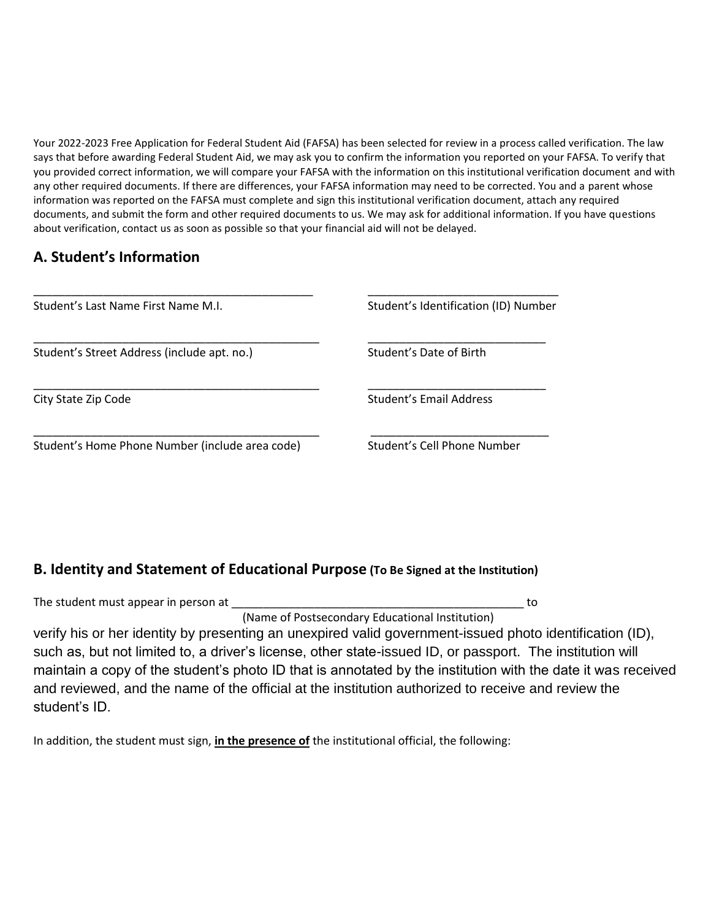Your 2022-2023 Free Application for Federal Student Aid (FAFSA) has been selected for review in a process called verification. The law says that before awarding Federal Student Aid, we may ask you to confirm the information you reported on your FAFSA. To verify that you provided correct information, we will compare your FAFSA with the information on this institutional verification document and with any other required documents. If there are differences, your FAFSA information may need to be corrected. You and a parent whose information was reported on the FAFSA must complete and sign this institutional verification document, attach any required documents, and submit the form and other required documents to us. We may ask for additional information. If you have questions about verification, contact us as soon as possible so that your financial aid will not be delayed.

## A. Student's Information

| | |
|---|---|
| _____________________________________________ | ______________________________ |
| Student's Last Name First Name M.I. | Student's Identification (ID) Number |
| _____________________________________________ | ____________________________ |
| Student's Street Address (include apt. no.) | Student's Date of Birth |
| _____________________________________________ | ____________________________ |
| City State Zip Code | Student's Email Address |
| _____________________________________________ | ____________________________ |
| Student's Home Phone Number (include area code) | Student's Cell Phone Number |

## B. Identity and Statement of Educational Purpose (To Be Signed at the Institution)

The student must appear in person at ______________________________________________ to
(Name of Postsecondary Educational Institution)
verify his or her identity by presenting an unexpired valid government-issued photo identification (ID), such as, but not limited to, a driver's license, other state-issued ID, or passport. The institution will maintain a copy of the student's photo ID that is annotated by the institution with the date it was received and reviewed, and the name of the official at the institution authorized to receive and review the student's ID.

In addition, the student must sign, **in the presence of** the institutional official, the following: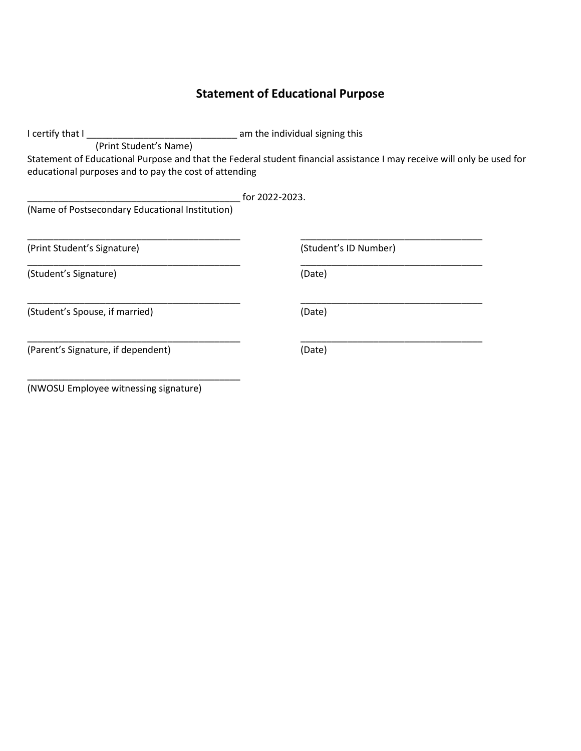## Statement of Educational Purpose

I certify that I ____________________________ am the individual signing this
(Print Student's Name)
Statement of Educational Purpose and that the Federal student financial assistance I may receive will only be used for educational purposes and to pay the cost of attending

________________________________________ for 2022-2023.
(Name of Postsecondary Educational Institution)

________________________________________ ________________________________
(Print Student's Signature) (Student's ID Number)

________________________________________ ________________________________
(Student's Signature) (Date)

________________________________________ ________________________________
(Student's Spouse, if married) (Date)

________________________________________ ________________________________
(Parent's Signature, if dependent) (Date)

________________________________________
(NWOSU Employee witnessing signature)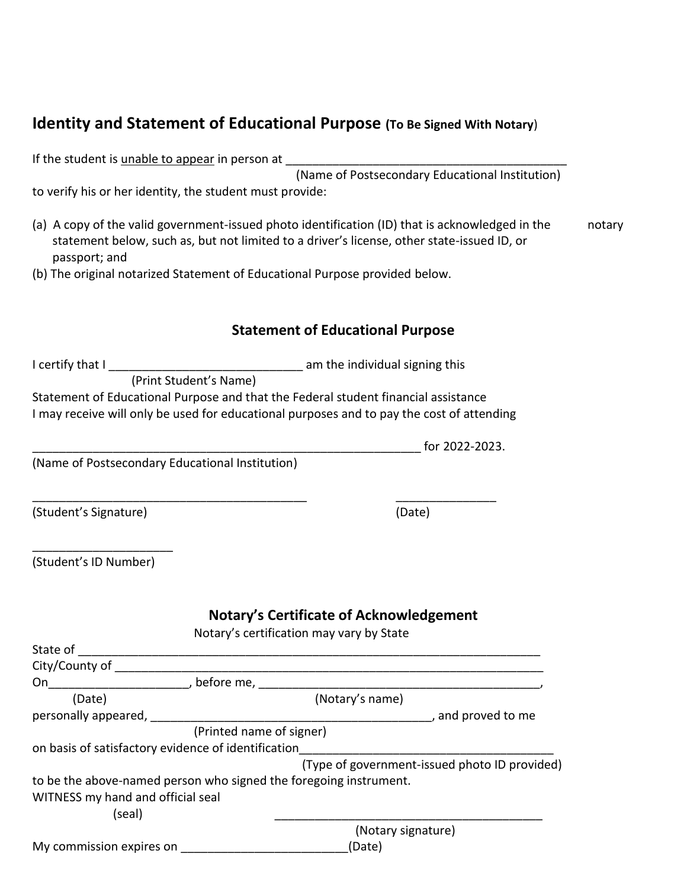## Identity and Statement of Educational Purpose **(To Be Signed With Notary)**

If the student is unable to appear in person at ___________________________________________
(Name of Postsecondary Educational Institution)
to verify his or her identity, the student must provide:

(a) A copy of the valid government-issued photo identification (ID) that is acknowledged in the notary statement below, such as, but not limited to a driver's license, other state-issued ID, or passport; and
(b) The original notarized Statement of Educational Purpose provided below.

### Statement of Educational Purpose

I certify that I _____________________________ am the individual signing this
(Print Student's Name)
Statement of Educational Purpose and that the Federal student financial assistance I may receive will only be used for educational purposes and to pay the cost of attending

____________________________________________________________ for 2022-2023.
(Name of Postsecondary Educational Institution)

__________________________________________ _______________
(Student's Signature) (Date)

_____________________
(Student's ID Number)

### Notary's Certificate of Acknowledgement

Notary's certification may vary by State

State of ______________________________________________________________________
City/County of _________________________________________________________________
On_____________________, before me, __________________________________________,
(Date) (Notary's name)
personally appeared, ___________________________________________, and proved to me
(Printed name of signer)
on basis of satisfactory evidence of identification_____________________________________
(Type of government-issued photo ID provided)
to be the above-named person who signed the foregoing instrument.
WITNESS my hand and official seal
(seal) ________________________________________
(Notary signature)
My commission expires on _________________________(Date)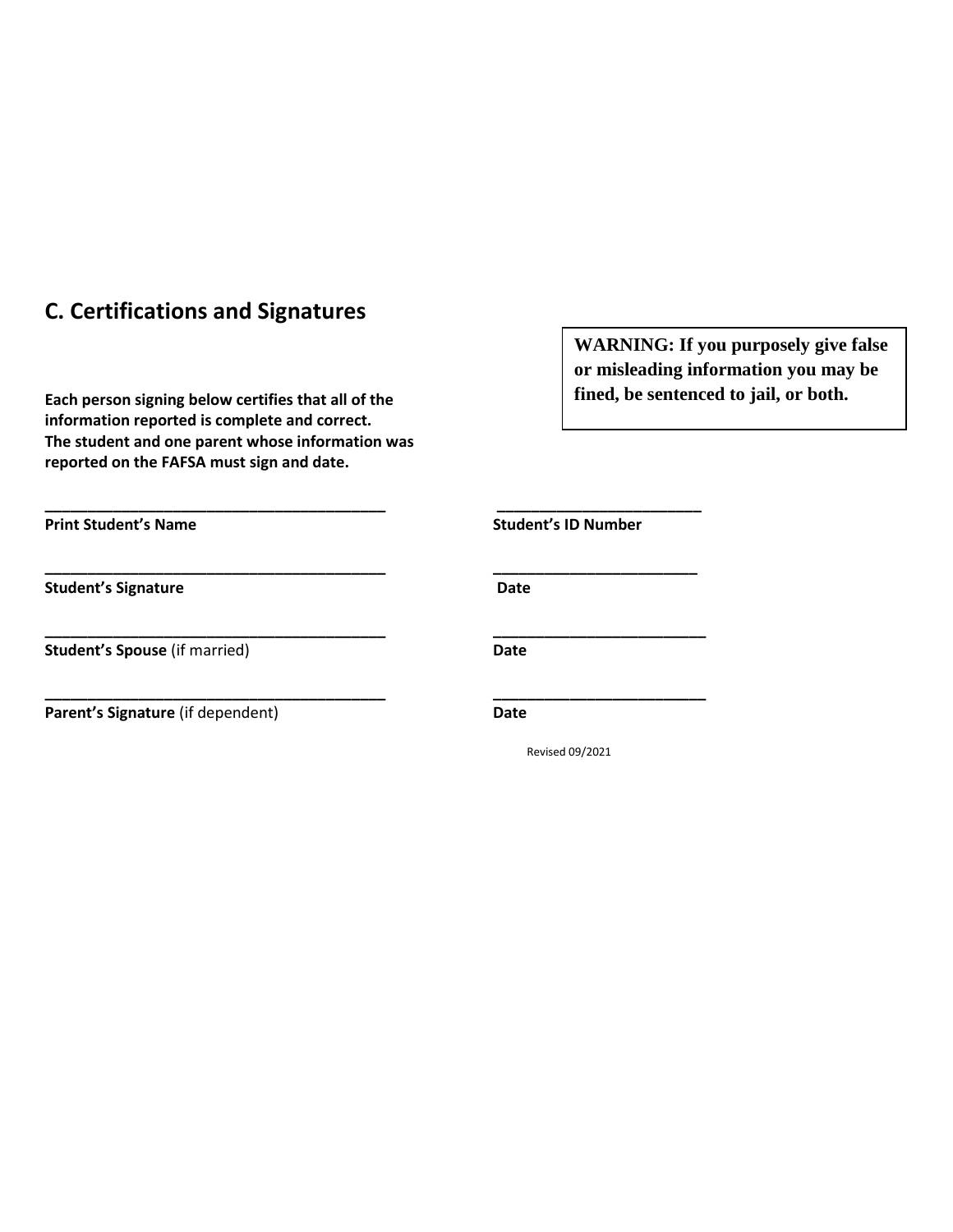## C. Certifications and Signatures

**WARNING: If you purposely give false or misleading information you may be fined, be sentenced to jail, or both.**

**Each person signing below certifies that all of the information reported is complete and correct. The student and one parent whose information was reported on the FAFSA must sign and date.**

_________________________________________ _________________________

**Print Student's Name** **Student's ID Number**

_________________________________________ _________________________

**Student's Signature** **Date**

_________________________________________ _________________________

**Student's Spouse** (if married) **Date**

_________________________________________ _________________________

**Parent's Signature** (if dependent) **Date**

Revised 09/2021